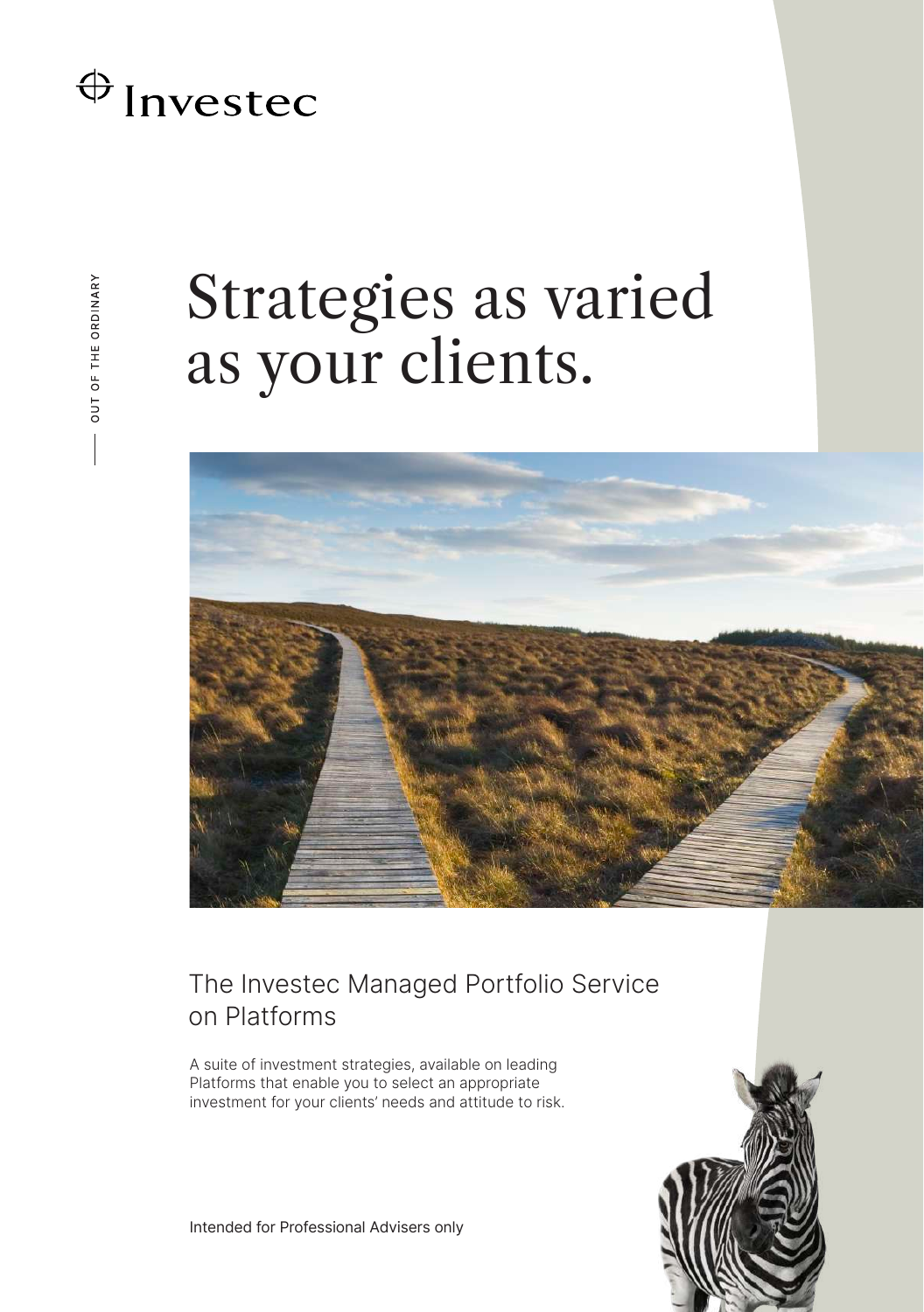Investec

OUT OF THE ORDINARY

# Strategies as varied as your clients.

## The Investec Managed Portfolio Service on Platforms

A suite of investment strategies, available on leading Platforms that enable you to select an appropriate investment for your clients' needs and attitude to risk.

Intended for Professional Advisers only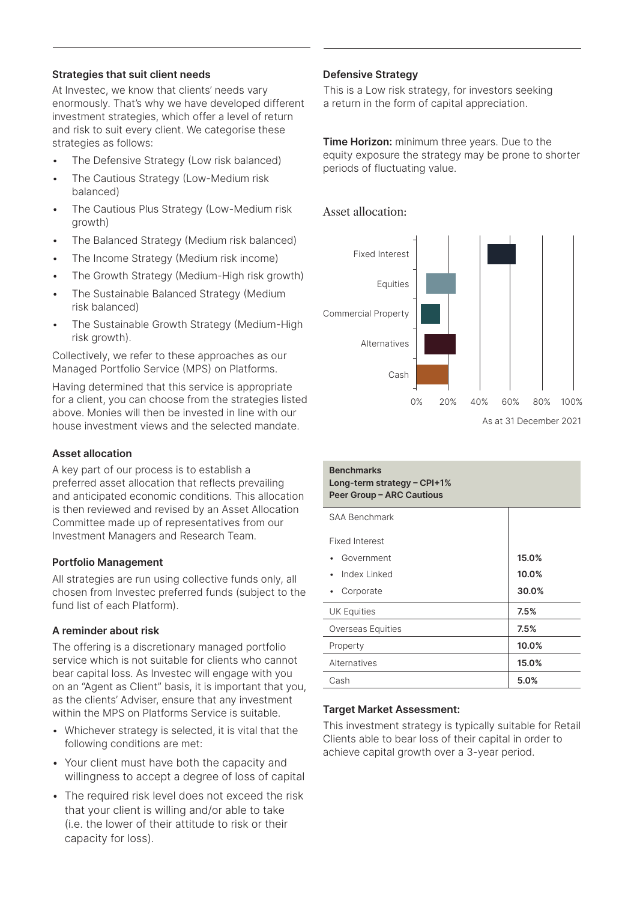### Strategies that suit client needs

At Investec, we know that clients' needs vary enormously. That's why we have developed different investment strategies, which offer a level of return and risk to suit every client. We categorise these strategies as follows:

- The Defensive Strategy (Low risk balanced)
- The Cautious Strategy (Low-Medium risk balanced)
- The Cautious Plus Strategy (Low-Medium risk growth)
- The Balanced Strategy (Medium risk balanced)
- The Income Strategy (Medium risk income)
- The Growth Strategy (Medium-High risk growth)
- The Sustainable Balanced Strategy (Medium risk balanced)
- The Sustainable Growth Strategy (Medium-High risk growth).

Collectively, we refer to these approaches as our Managed Portfolio Service (MPS) on Platforms.

Having determined that this service is appropriate for a client, you can choose from the strategies listed above. Monies will then be invested in line with our house investment views and the selected mandate.

### Asset allocation

A key part of our process is to establish a preferred asset allocation that reflects prevailing and anticipated economic conditions. This allocation is then reviewed and revised by an Asset Allocation Committee made up of representatives from our Investment Managers and Research Team.

### Portfolio Management

All strategies are run using collective funds only, all chosen from Investec preferred funds (subject to the fund list of each Platform).

### A reminder about risk

The offering is a discretionary managed portfolio service which is not suitable for clients who cannot bear capital loss. As Investec will engage with you on an "Agent as Client" basis, it is important that you, as the clients' Adviser, ensure that any investment within the MPS on Platforms Service is suitable.

- Whichever strategy is selected, it is vital that the following conditions are met:
- Your client must have both the capacity and willingness to accept a degree of loss of capital
- The required risk level does not exceed the risk that your client is willing and/or able to take (i.e. the lower of their attitude to risk or their capacity for loss).

### Defensive Strategy

This is a Low risk strategy, for investors seeking a return in the form of capital appreciation.

**Time Horizon:** minimum three years. Due to the equity exposure the strategy may be prone to shorter periods of fluctuating value.

Asset allocation:

Fixed Interest, Equities, Commercial Property, Alternatives, Cash

0% 20% 40% 60% 80% 100%

As at 31 December 2021

| **Benchmarks**<br>**Long-term strategy – CPI+1%**<br>**Peer Group – ARC Cautious** | |
|---|---|
| SAA Benchmark | |
| Fixed Interest | |
| • Government | **15.0%** |
| • Index Linked | **10.0%** |
| • Corporate | **30.0%** |
| UK Equities | **7.5%** |
| Overseas Equities | **7.5%** |
| Property | **10.0%** |
| Alternatives | **15.0%** |
| Cash | **5.0%** |

### Target Market Assessment:

This investment strategy is typically suitable for Retail Clients able to bear loss of their capital in order to achieve capital growth over a 3-year period.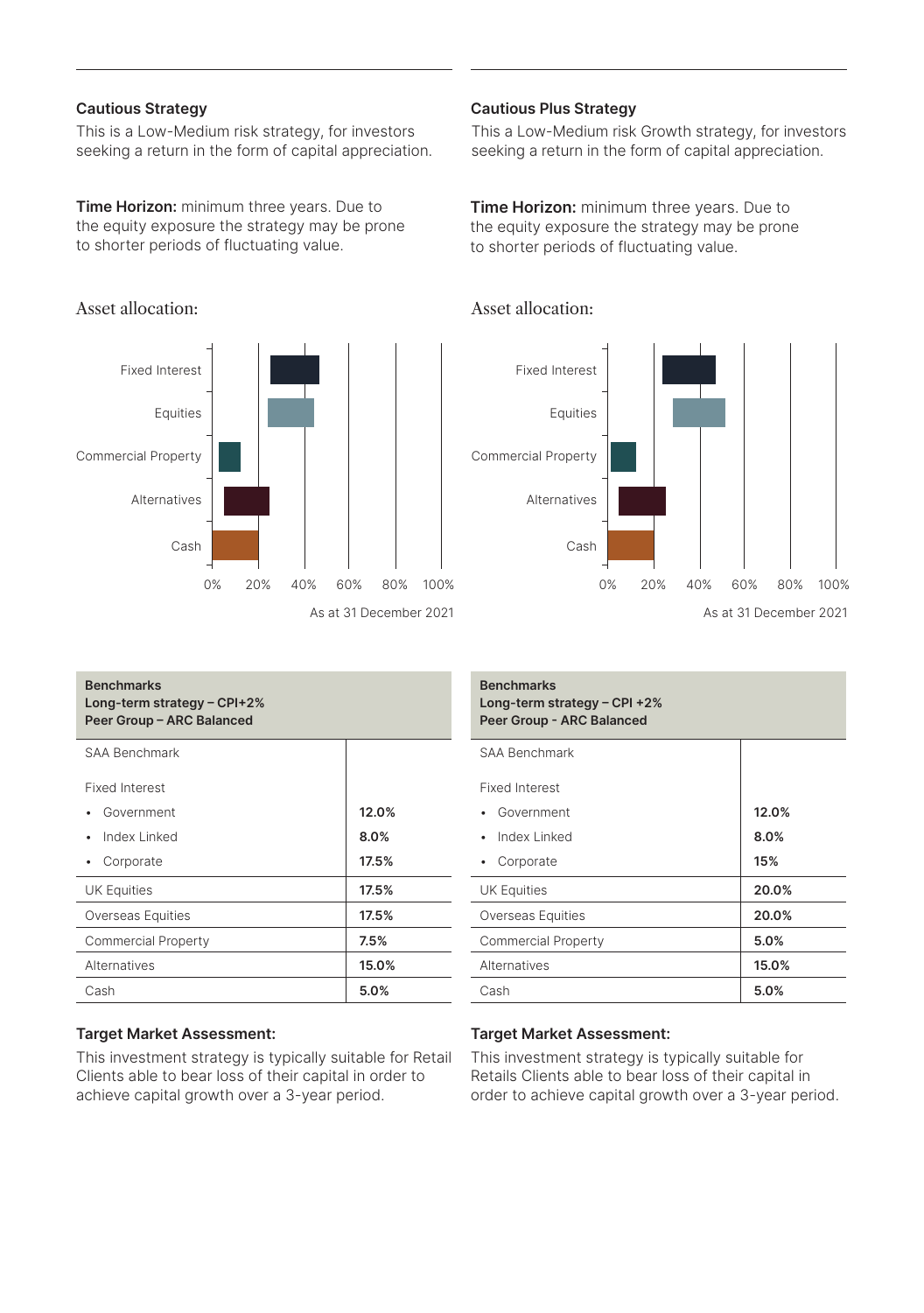### Cautious Strategy

This is a Low-Medium risk strategy, for investors seeking a return in the form of capital appreciation.

**Time Horizon:** minimum three years. Due to the equity exposure the strategy may be prone to shorter periods of fluctuating value.

Asset allocation:

Fixed Interest
Equities
Commercial Property
Alternatives
Cash

0% 20% 40% 60% 80% 100%

As at 31 December 2021

| **Benchmarks**<br>**Long-term strategy – CPI+2%**<br>**Peer Group – ARC Balanced** | |
|---|---|
| SAA Benchmark | |
| Fixed Interest | |
| • Government | **12.0%** |
| • Index Linked | **8.0%** |
| • Corporate | **17.5%** |
| UK Equities | **17.5%** |
| Overseas Equities | **17.5%** |
| Commercial Property | **7.5%** |
| Alternatives | **15.0%** |
| Cash | **5.0%** |

### Target Market Assessment:

This investment strategy is typically suitable for Retail Clients able to bear loss of their capital in order to achieve capital growth over a 3-year period.

### Cautious Plus Strategy

This a Low-Medium risk Growth strategy, for investors seeking a return in the form of capital appreciation.

**Time Horizon:** minimum three years. Due to the equity exposure the strategy may be prone to shorter periods of fluctuating value.

Asset allocation:

Fixed Interest
Equities
Commercial Property
Alternatives
Cash

0% 20% 40% 60% 80% 100%

As at 31 December 2021

| **Benchmarks**<br>**Long-term strategy – CPI +2%**<br>**Peer Group - ARC Balanced** | |
|---|---|
| SAA Benchmark | |
| Fixed Interest | |
| • Government | **12.0%** |
| • Index Linked | **8.0%** |
| • Corporate | **15%** |
| UK Equities | **20.0%** |
| Overseas Equities | **20.0%** |
| Commercial Property | **5.0%** |
| Alternatives | **15.0%** |
| Cash | **5.0%** |

### Target Market Assessment:

This investment strategy is typically suitable for Retails Clients able to bear loss of their capital in order to achieve capital growth over a 3-year period.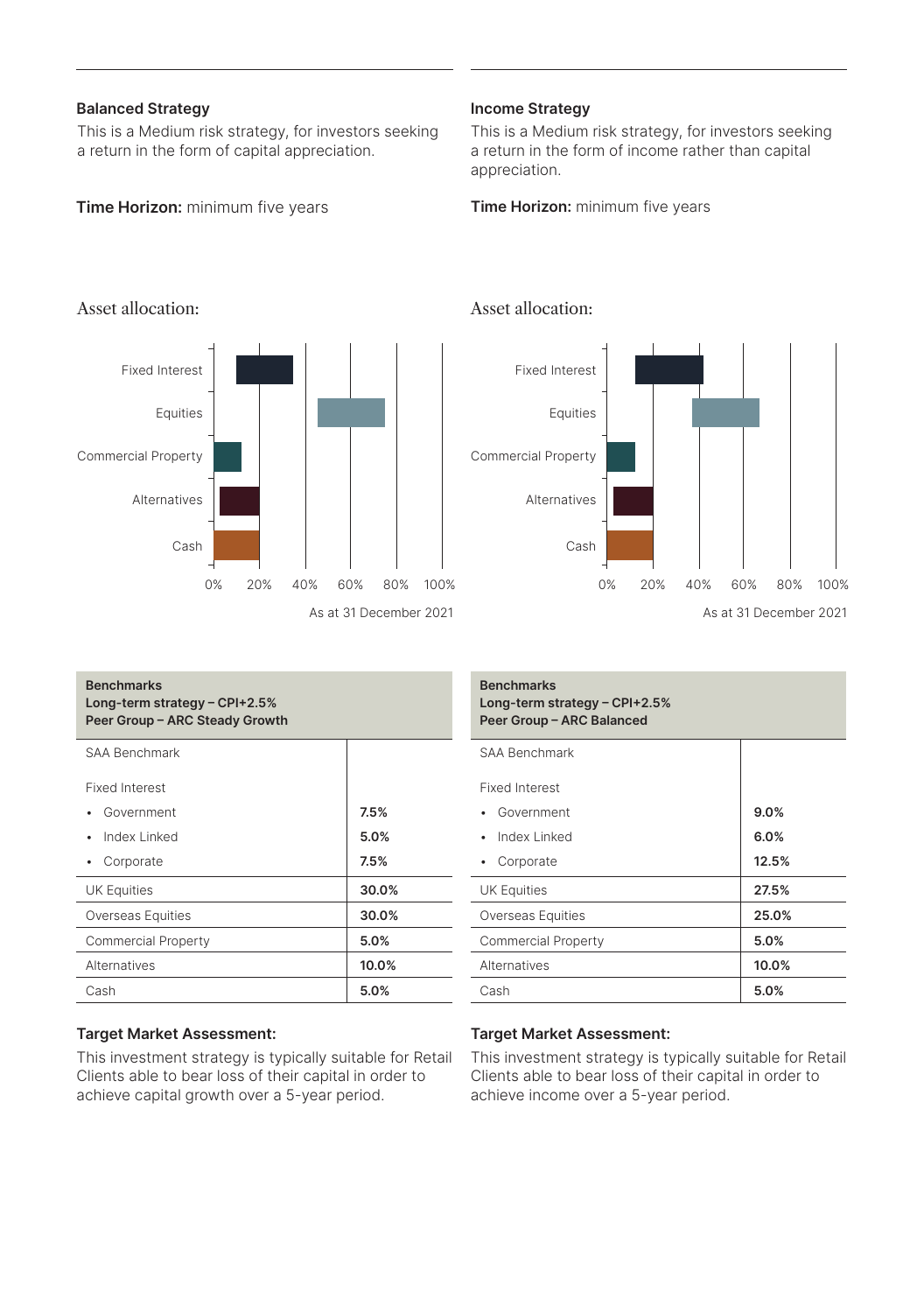### Balanced Strategy

This is a Medium risk strategy, for investors seeking a return in the form of capital appreciation.

**Time Horizon:** minimum five years

Asset allocation:

As at 31 December 2021

| **Benchmarks**<br>**Long-term strategy – CPI+2.5%**<br>**Peer Group – ARC Steady Growth** | |
|---|---|
| SAA Benchmark | |
| Fixed Interest | |
| • Government | **7.5%** |
| • Index Linked | **5.0%** |
| • Corporate | **7.5%** |
| UK Equities | **30.0%** |
| Overseas Equities | **30.0%** |
| Commercial Property | **5.0%** |
| Alternatives | **10.0%** |
| Cash | **5.0%** |

**Target Market Assessment:**

This investment strategy is typically suitable for Retail Clients able to bear loss of their capital in order to achieve capital growth over a 5-year period.

### Income Strategy

This is a Medium risk strategy, for investors seeking a return in the form of income rather than capital appreciation.

**Time Horizon:** minimum five years

Asset allocation:

As at 31 December 2021

| **Benchmarks**<br>**Long-term strategy – CPI+2.5%**<br>**Peer Group – ARC Balanced** | |
|---|---|
| SAA Benchmark | |
| Fixed Interest | |
| • Government | **9.0%** |
| • Index Linked | **6.0%** |
| • Corporate | **12.5%** |
| UK Equities | **27.5%** |
| Overseas Equities | **25.0%** |
| Commercial Property | **5.0%** |
| Alternatives | **10.0%** |
| Cash | **5.0%** |

**Target Market Assessment:**

This investment strategy is typically suitable for Retail Clients able to bear loss of their capital in order to achieve income over a 5-year period.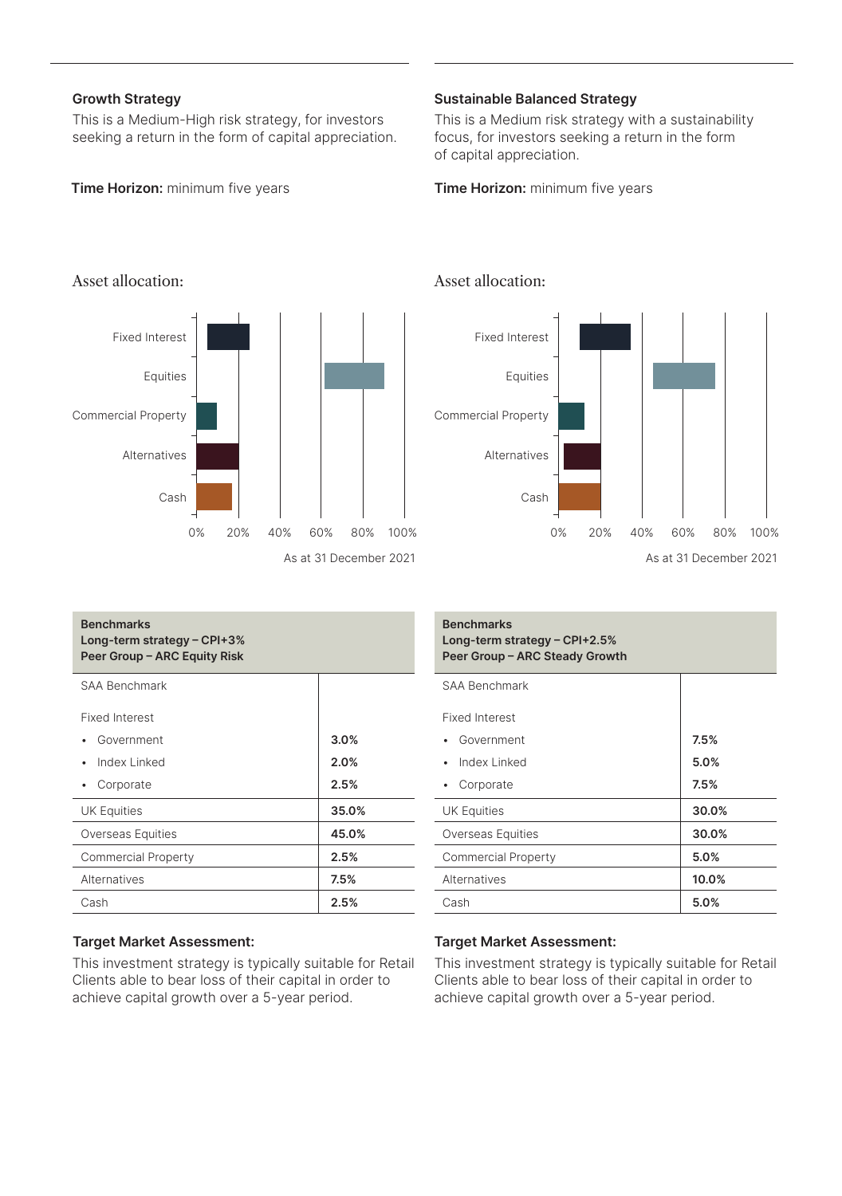### Growth Strategy

This is a Medium-High risk strategy, for investors seeking a return in the form of capital appreciation.

**Time Horizon:** minimum five years

Asset allocation:

As at 31 December 2021

| **Benchmarks**<br>**Long-term strategy – CPI+3%**<br>**Peer Group – ARC Equity Risk** | |
|---|---|
| SAA Benchmark | |
| Fixed Interest | |
| • Government | **3.0%** |
| • Index Linked | **2.0%** |
| • Corporate | **2.5%** |
| UK Equities | **35.0%** |
| Overseas Equities | **45.0%** |
| Commercial Property | **2.5%** |
| Alternatives | **7.5%** |
| Cash | **2.5%** |

**Target Market Assessment:**

This investment strategy is typically suitable for Retail Clients able to bear loss of their capital in order to achieve capital growth over a 5-year period.

### Sustainable Balanced Strategy

This is a Medium risk strategy with a sustainability focus, for investors seeking a return in the form of capital appreciation.

**Time Horizon:** minimum five years

Asset allocation:

As at 31 December 2021

| **Benchmarks**<br>**Long-term strategy – CPI+2.5%**<br>**Peer Group – ARC Steady Growth** | |
|---|---|
| SAA Benchmark | |
| Fixed Interest | |
| • Government | **7.5%** |
| • Index Linked | **5.0%** |
| • Corporate | **7.5%** |
| UK Equities | **30.0%** |
| Overseas Equities | **30.0%** |
| Commercial Property | **5.0%** |
| Alternatives | **10.0%** |
| Cash | **5.0%** |

**Target Market Assessment:**

This investment strategy is typically suitable for Retail Clients able to bear loss of their capital in order to achieve capital growth over a 5-year period.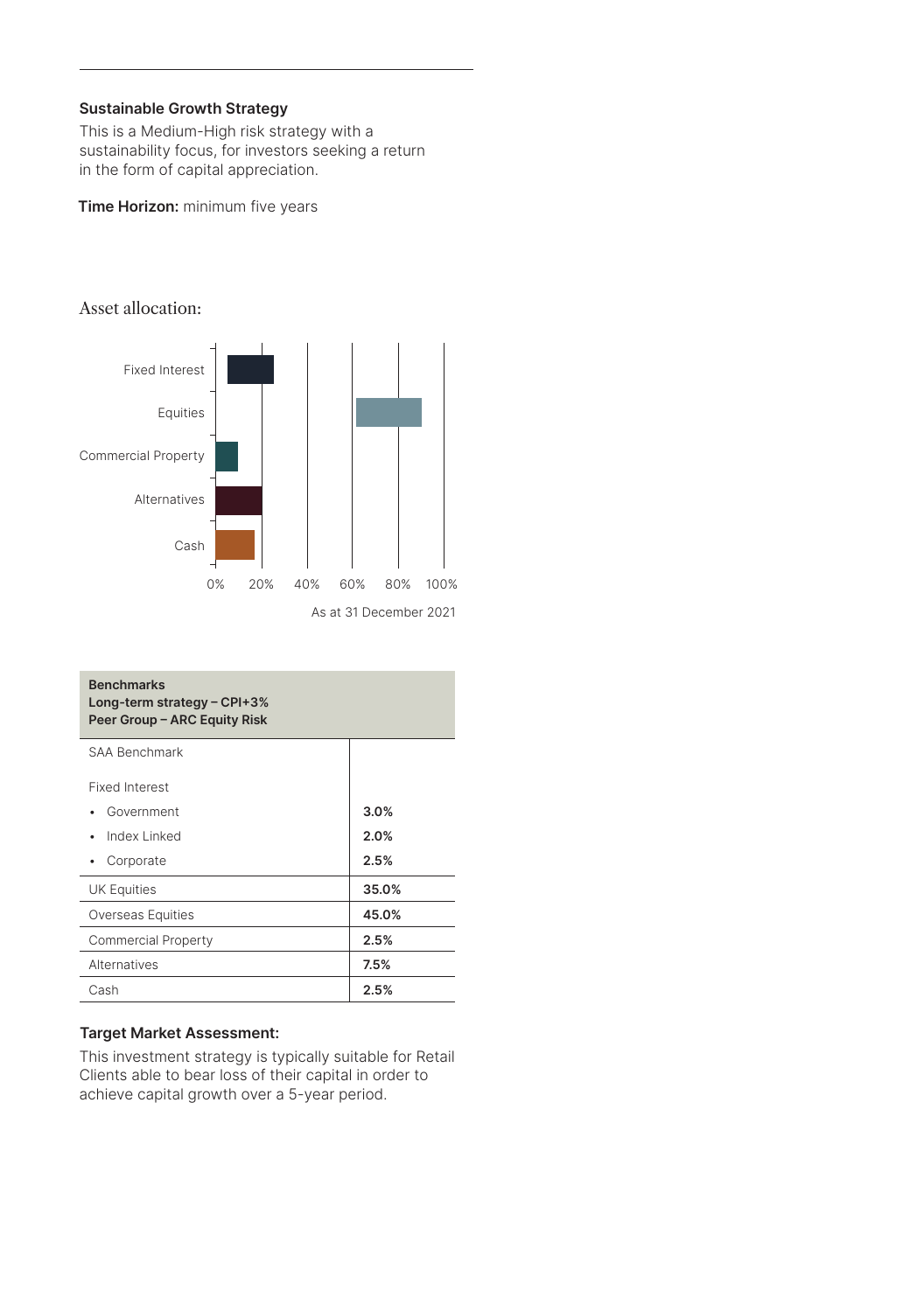**Sustainable Growth Strategy**

This is a Medium-High risk strategy with a sustainability focus, for investors seeking a return in the form of capital appreciation.

**Time Horizon:** minimum five years

Asset allocation:

Fixed Interest

Equities

Commercial Property

Alternatives

Cash

0% 20% 40% 60% 80% 100%

As at 31 December 2021

| **Benchmarks**<br>**Long-term strategy – CPI+3%**<br>**Peer Group – ARC Equity Risk** | |
|---|---|
| SAA Benchmark | |
| Fixed Interest | |
| • Government | **3.0%** |
| • Index Linked | **2.0%** |
| • Corporate | **2.5%** |
| UK Equities | **35.0%** |
| Overseas Equities | **45.0%** |
| Commercial Property | **2.5%** |
| Alternatives | **7.5%** |
| Cash | **2.5%** |

**Target Market Assessment:**

This investment strategy is typically suitable for Retail Clients able to bear loss of their capital in order to achieve capital growth over a 5-year period.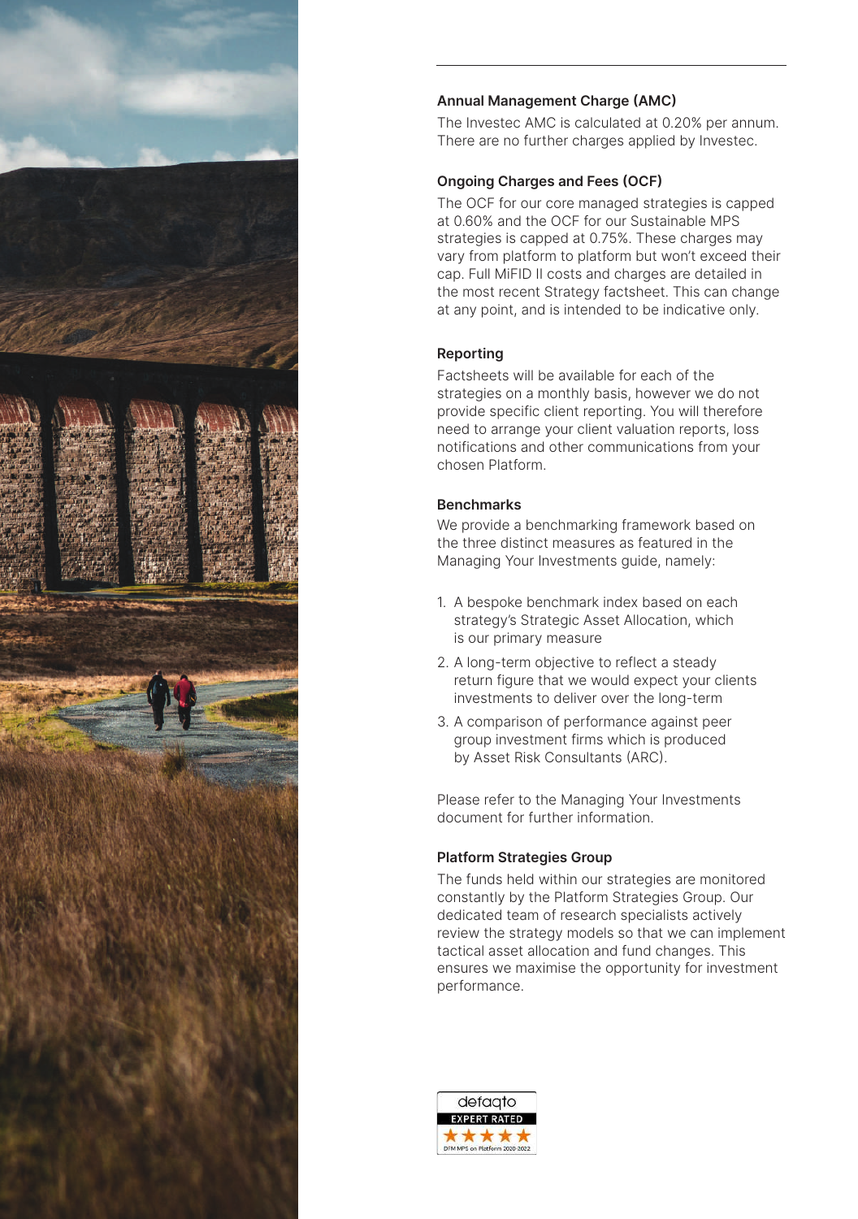### Annual Management Charge (AMC)

The Investec AMC is calculated at 0.20% per annum. There are no further charges applied by Investec.

### Ongoing Charges and Fees (OCF)

The OCF for our core managed strategies is capped at 0.60% and the OCF for our Sustainable MPS strategies is capped at 0.75%. These charges may vary from platform to platform but won't exceed their cap. Full MiFID II costs and charges are detailed in the most recent Strategy factsheet. This can change at any point, and is intended to be indicative only.

### Reporting

Factsheets will be available for each of the strategies on a monthly basis, however we do not provide specific client reporting. You will therefore need to arrange your client valuation reports, loss notifications and other communications from your chosen Platform.

### Benchmarks

We provide a benchmarking framework based on the three distinct measures as featured in the Managing Your Investments guide, namely:

1. A bespoke benchmark index based on each strategy's Strategic Asset Allocation, which is our primary measure
2. A long-term objective to reflect a steady return figure that we would expect your clients investments to deliver over the long-term
3. A comparison of performance against peer group investment firms which is produced by Asset Risk Consultants (ARC).

Please refer to the Managing Your Investments document for further information.

### Platform Strategies Group

The funds held within our strategies are monitored constantly by the Platform Strategies Group. Our dedicated team of research specialists actively review the strategy models so that we can implement tactical asset allocation and fund changes. This ensures we maximise the opportunity for investment performance.

defaqto EXPERT RATED ★★★★★ DFM MPS on Platform 2020-2022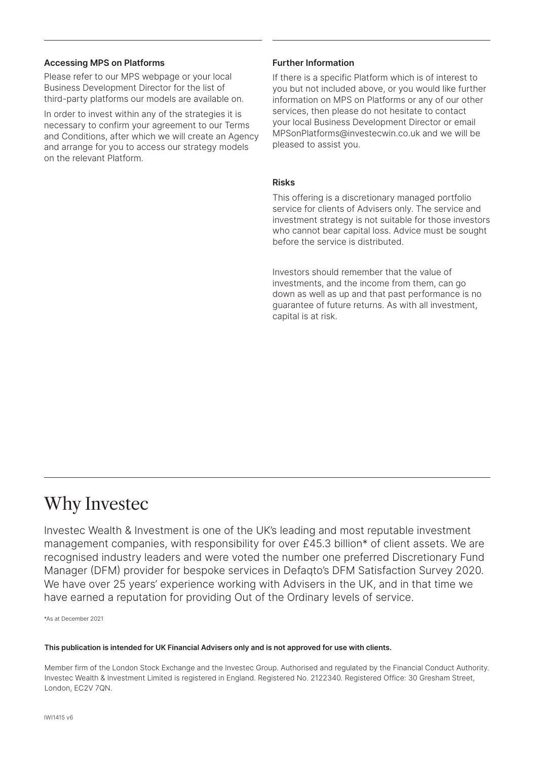### Accessing MPS on Platforms

Please refer to our MPS webpage or your local Business Development Director for the list of third-party platforms our models are available on.

In order to invest within any of the strategies it is necessary to confirm your agreement to our Terms and Conditions, after which we will create an Agency and arrange for you to access our strategy models on the relevant Platform.

### Further Information

If there is a specific Platform which is of interest to you but not included above, or you would like further information on MPS on Platforms or any of our other services, then please do not hesitate to contact your local Business Development Director or email MPSonPlatforms@investecwin.co.uk and we will be pleased to assist you.

### Risks

This offering is a discretionary managed portfolio service for clients of Advisers only. The service and investment strategy is not suitable for those investors who cannot bear capital loss. Advice must be sought before the service is distributed.

Investors should remember that the value of investments, and the income from them, can go down as well as up and that past performance is no guarantee of future returns. As with all investment, capital is at risk.

## Why Investec

Investec Wealth & Investment is one of the UK's leading and most reputable investment management companies, with responsibility for over £45.3 billion* of client assets. We are recognised industry leaders and were voted the number one preferred Discretionary Fund Manager (DFM) provider for bespoke services in Defaqto's DFM Satisfaction Survey 2020. We have over 25 years' experience working with Advisers in the UK, and in that time we have earned a reputation for providing Out of the Ordinary levels of service.

*As at December 2021

**This publication is intended for UK Financial Advisers only and is not approved for use with clients.**

Member firm of the London Stock Exchange and the Investec Group. Authorised and regulated by the Financial Conduct Authority. Investec Wealth & Investment Limited is registered in England. Registered No. 2122340. Registered Office: 30 Gresham Street, London, EC2V 7QN.

IWI1415 v6